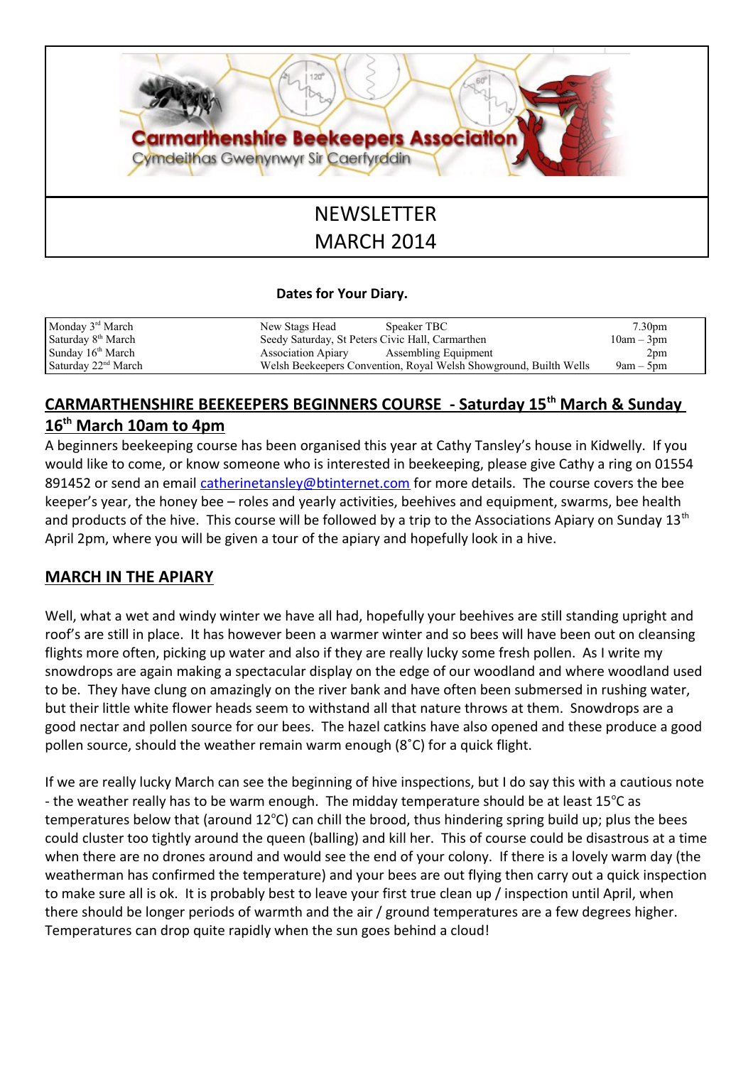Carmarthenshire Beekeepers Association

Cymdeithas Gwenynwyr Sir Caerfyrddin

# NEWSLETTER
# MARCH 2014

**Dates for Your Diary.**

| | | |
|---|---|---|
| Monday 3rd March | New Stags Head Speaker TBC | 7.30pm |
| Saturday 8th March | Seedy Saturday, St Peters Civic Hall, Carmarthen | 10am – 3pm |
| Sunday 16th March | Association Apiary Assembling Equipment | 2pm |
| Saturday 22nd March | Welsh Beekeepers Convention, Royal Welsh Showground, Builth Wells | 9am – 5pm |

## CARMARTHENSHIRE BEEKEEPERS BEGINNERS COURSE - Saturday 15th March & Sunday 16th March 10am to 4pm

A beginners beekeeping course has been organised this year at Cathy Tansley's house in Kidwelly. If you would like to come, or know someone who is interested in beekeeping, please give Cathy a ring on 01554 891452 or send an email catherinetansley@btinternet.com for more details. The course covers the bee keeper's year, the honey bee – roles and yearly activities, beehives and equipment, swarms, bee health and products of the hive. This course will be followed by a trip to the Associations Apiary on Sunday 13th April 2pm, where you will be given a tour of the apiary and hopefully look in a hive.

## MARCH IN THE APIARY

Well, what a wet and windy winter we have all had, hopefully your beehives are still standing upright and roof's are still in place. It has however been a warmer winter and so bees will have been out on cleansing flights more often, picking up water and also if they are really lucky some fresh pollen. As I write my snowdrops are again making a spectacular display on the edge of our woodland and where woodland used to be. They have clung on amazingly on the river bank and have often been submersed in rushing water, but their little white flower heads seem to withstand all that nature throws at them. Snowdrops are a good nectar and pollen source for our bees. The hazel catkins have also opened and these produce a good pollen source, should the weather remain warm enough (8˚C) for a quick flight.

If we are really lucky March can see the beginning of hive inspections, but I do say this with a cautious note - the weather really has to be warm enough. The midday temperature should be at least 15°C as temperatures below that (around 12°C) can chill the brood, thus hindering spring build up; plus the bees could cluster too tightly around the queen (balling) and kill her. This of course could be disastrous at a time when there are no drones around and would see the end of your colony. If there is a lovely warm day (the weatherman has confirmed the temperature) and your bees are out flying then carry out a quick inspection to make sure all is ok. It is probably best to leave your first true clean up / inspection until April, when there should be longer periods of warmth and the air / ground temperatures are a few degrees higher. Temperatures can drop quite rapidly when the sun goes behind a cloud!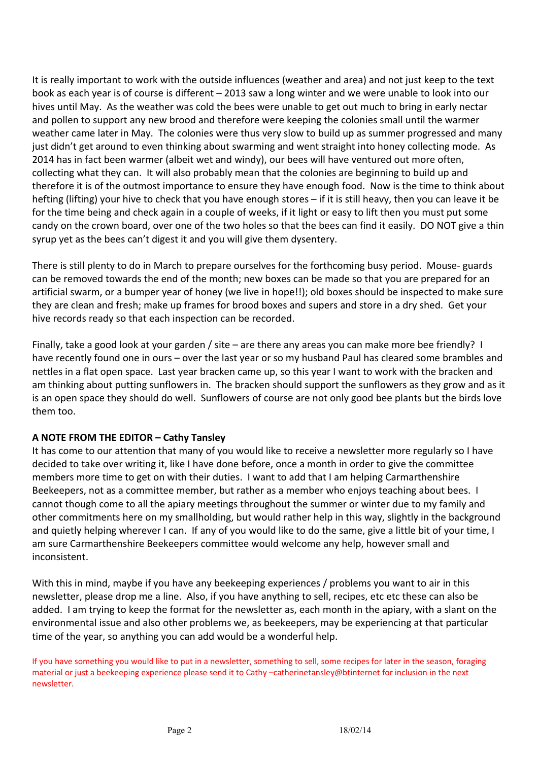It is really important to work with the outside influences (weather and area) and not just keep to the text book as each year is of course is different – 2013 saw a long winter and we were unable to look into our hives until May. As the weather was cold the bees were unable to get out much to bring in early nectar and pollen to support any new brood and therefore were keeping the colonies small until the warmer weather came later in May. The colonies were thus very slow to build up as summer progressed and many just didn't get around to even thinking about swarming and went straight into honey collecting mode. As 2014 has in fact been warmer (albeit wet and windy), our bees will have ventured out more often, collecting what they can. It will also probably mean that the colonies are beginning to build up and therefore it is of the outmost importance to ensure they have enough food. Now is the time to think about hefting (lifting) your hive to check that you have enough stores – if it is still heavy, then you can leave it be for the time being and check again in a couple of weeks, if it light or easy to lift then you must put some candy on the crown board, over one of the two holes so that the bees can find it easily. DO NOT give a thin syrup yet as the bees can't digest it and you will give them dysentery.

There is still plenty to do in March to prepare ourselves for the forthcoming busy period. Mouse- guards can be removed towards the end of the month; new boxes can be made so that you are prepared for an artificial swarm, or a bumper year of honey (we live in hope!!); old boxes should be inspected to make sure they are clean and fresh; make up frames for brood boxes and supers and store in a dry shed. Get your hive records ready so that each inspection can be recorded.

Finally, take a good look at your garden / site – are there any areas you can make more bee friendly? I have recently found one in ours – over the last year or so my husband Paul has cleared some brambles and nettles in a flat open space. Last year bracken came up, so this year I want to work with the bracken and am thinking about putting sunflowers in. The bracken should support the sunflowers as they grow and as it is an open space they should do well. Sunflowers of course are not only good bee plants but the birds love them too.

**A NOTE FROM THE EDITOR – Cathy Tansley**

It has come to our attention that many of you would like to receive a newsletter more regularly so I have decided to take over writing it, like I have done before, once a month in order to give the committee members more time to get on with their duties. I want to add that I am helping Carmarthenshire Beekeepers, not as a committee member, but rather as a member who enjoys teaching about bees. I cannot though come to all the apiary meetings throughout the summer or winter due to my family and other commitments here on my smallholding, but would rather help in this way, slightly in the background and quietly helping wherever I can. If any of you would like to do the same, give a little bit of your time, I am sure Carmarthenshire Beekeepers committee would welcome any help, however small and inconsistent.

With this in mind, maybe if you have any beekeeping experiences / problems you want to air in this newsletter, please drop me a line. Also, if you have anything to sell, recipes, etc etc these can also be added. I am trying to keep the format for the newsletter as, each month in the apiary, with a slant on the environmental issue and also other problems we, as beekeepers, may be experiencing at that particular time of the year, so anything you can add would be a wonderful help.

If you have something you would like to put in a newsletter, something to sell, some recipes for later in the season, foraging material or just a beekeeping experience please send it to Cathy –catherinetansley@btinternet for inclusion in the next newsletter.

18/02/14